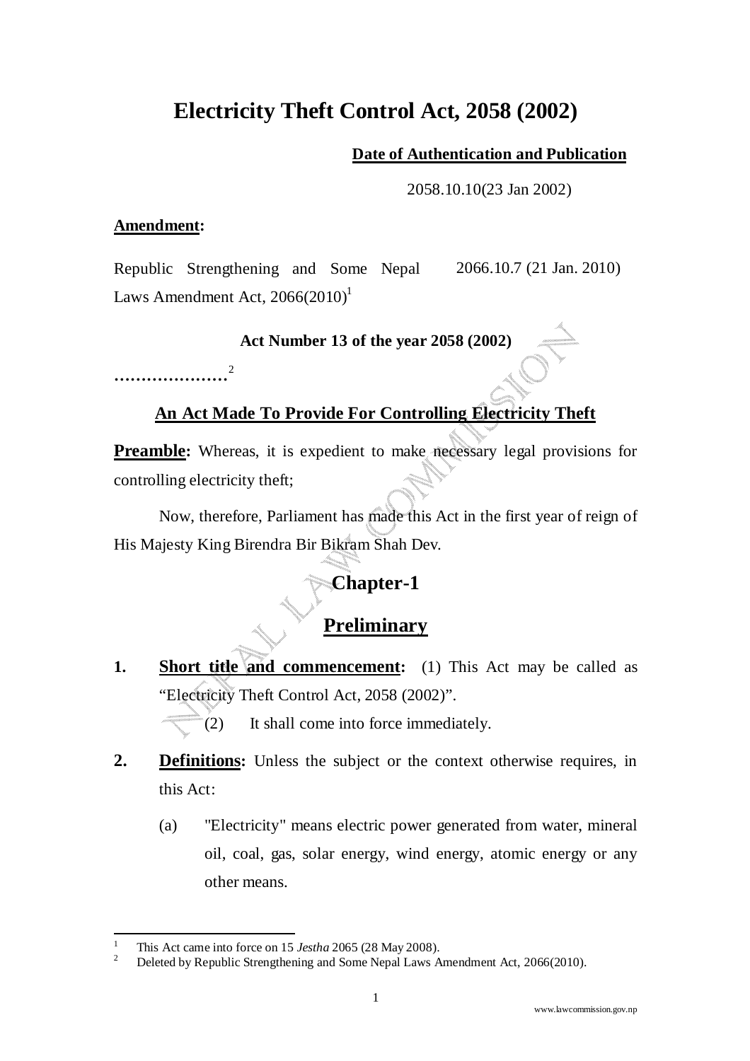# Electricity Theft Control Act, 2058 (2002)

**Date of Authentication and Publication**

2058.10.10(23 Jan 2002)

**Amendment:**

Republic Strengthening and Some Nepal Laws Amendment Act, 2066(2010)[1] 2066.10.7 (21 Jan. 2010)

**Act Number 13 of the year 2058 (2002)**

**…………………**[2]

## An Act Made To Provide For Controlling Electricity Theft

**Preamble:** Whereas, it is expedient to make necessary legal provisions for controlling electricity theft;

Now, therefore, Parliament has made this Act in the first year of reign of His Majesty King Birendra Bir Bikram Shah Dev.

## Chapter-1

## Preliminary

1. **Short title and commencement:** (1) This Act may be called as "Electricity Theft Control Act, 2058 (2002)".

   (2) It shall come into force immediately.

2. **Definitions:** Unless the subject or the context otherwise requires, in this Act:

   (a) "Electricity" means electric power generated from water, mineral oil, coal, gas, solar energy, wind energy, atomic energy or any other means.

---

[1] This Act came into force on 15 *Jestha* 2065 (28 May 2008).

[2] Deleted by Republic Strengthening and Some Nepal Laws Amendment Act, 2066(2010).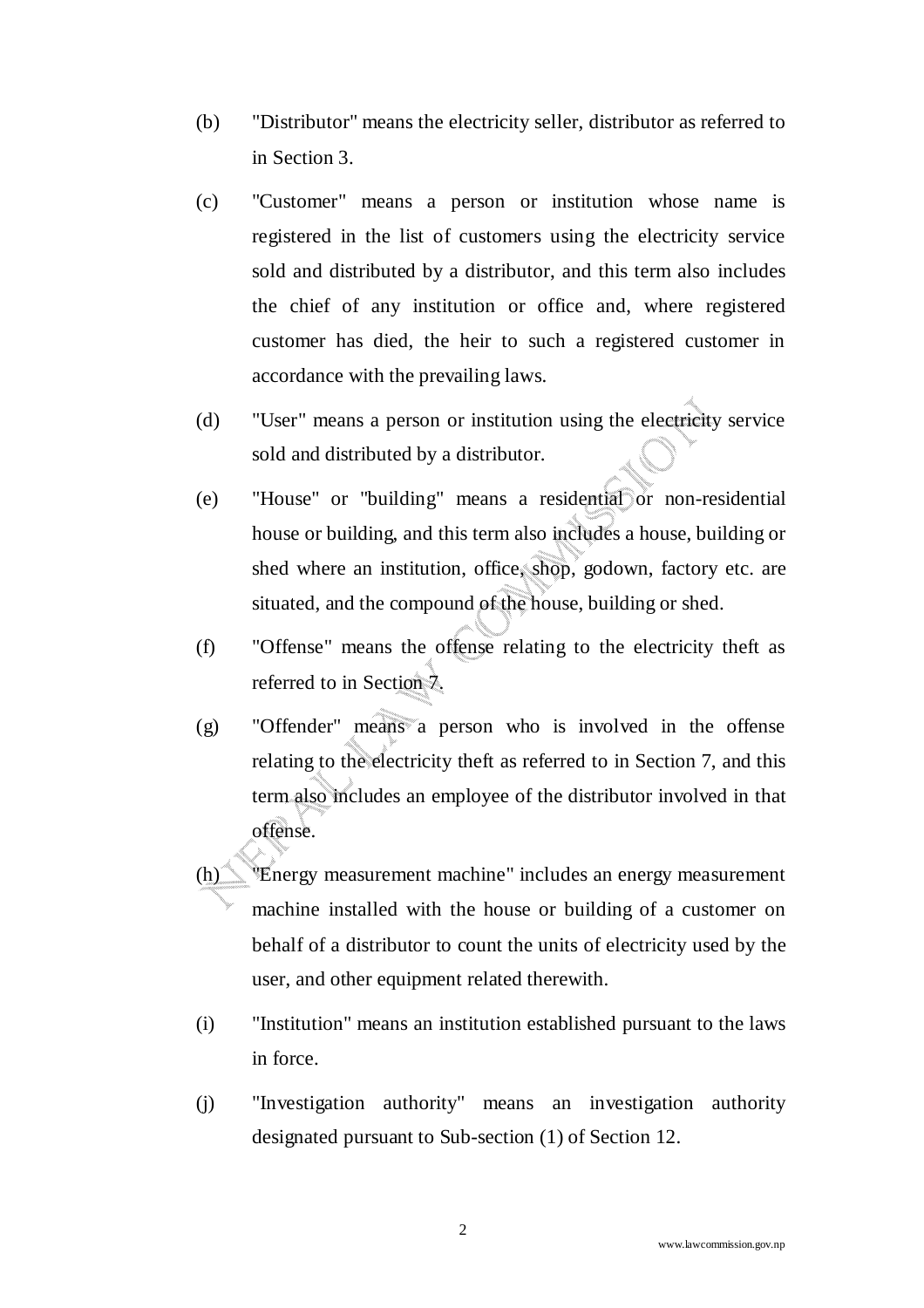(b) "Distributor" means the electricity seller, distributor as referred to in Section 3.

(c) "Customer" means a person or institution whose name is registered in the list of customers using the electricity service sold and distributed by a distributor, and this term also includes the chief of any institution or office and, where registered customer has died, the heir to such a registered customer in accordance with the prevailing laws.

(d) "User" means a person or institution using the electricity service sold and distributed by a distributor.

(e) "House" or "building" means a residential or non-residential house or building, and this term also includes a house, building or shed where an institution, office, shop, godown, factory etc. are situated, and the compound of the house, building or shed.

(f) "Offense" means the offense relating to the electricity theft as referred to in Section 7.

(g) "Offender" means a person who is involved in the offense relating to the electricity theft as referred to in Section 7, and this term also includes an employee of the distributor involved in that offense.

(h) "Energy measurement machine" includes an energy measurement machine installed with the house or building of a customer on behalf of a distributor to count the units of electricity used by the user, and other equipment related therewith.

(i) "Institution" means an institution established pursuant to the laws in force.

(j) "Investigation authority" means an investigation authority designated pursuant to Sub-section (1) of Section 12.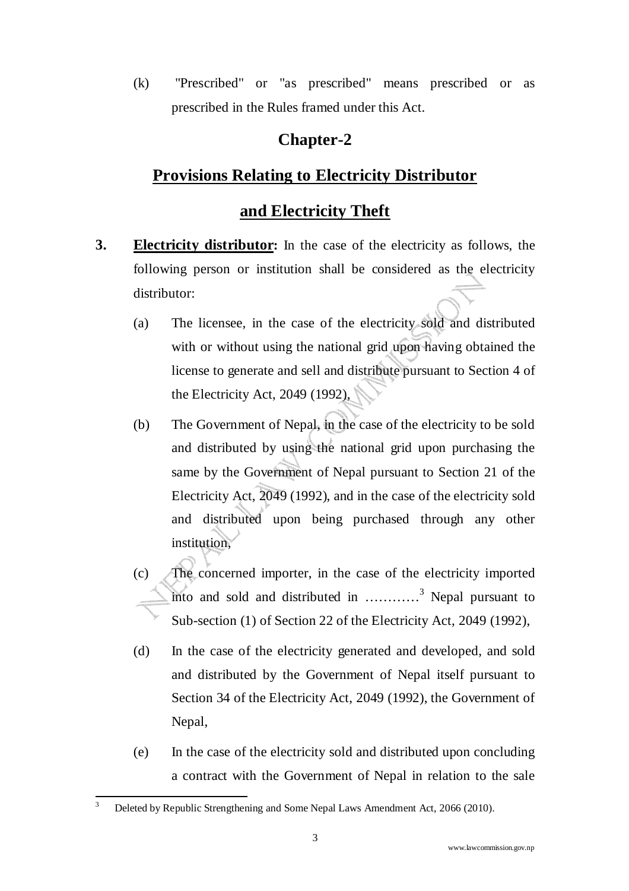(k) "Prescribed" or "as prescribed" means prescribed or as prescribed in the Rules framed under this Act.

## Chapter-2

## Provisions Relating to Electricity Distributor and Electricity Theft

**3. Electricity distributor:** In the case of the electricity as follows, the following person or institution shall be considered as the electricity distributor:

(a) The licensee, in the case of the electricity sold and distributed with or without using the national grid upon having obtained the license to generate and sell and distribute pursuant to Section 4 of the Electricity Act, 2049 (1992),

(b) The Government of Nepal, in the case of the electricity to be sold and distributed by using the national grid upon purchasing the same by the Government of Nepal pursuant to Section 21 of the Electricity Act, 2049 (1992), and in the case of the electricity sold and distributed upon being purchased through any other institution,

(c) The concerned importer, in the case of the electricity imported into and sold and distributed in …………[3] Nepal pursuant to Sub-section (1) of Section 22 of the Electricity Act, 2049 (1992),

(d) In the case of the electricity generated and developed, and sold and distributed by the Government of Nepal itself pursuant to Section 34 of the Electricity Act, 2049 (1992), the Government of Nepal,

(e) In the case of the electricity sold and distributed upon concluding a contract with the Government of Nepal in relation to the sale

---

[3] Deleted by Republic Strengthening and Some Nepal Laws Amendment Act, 2066 (2010).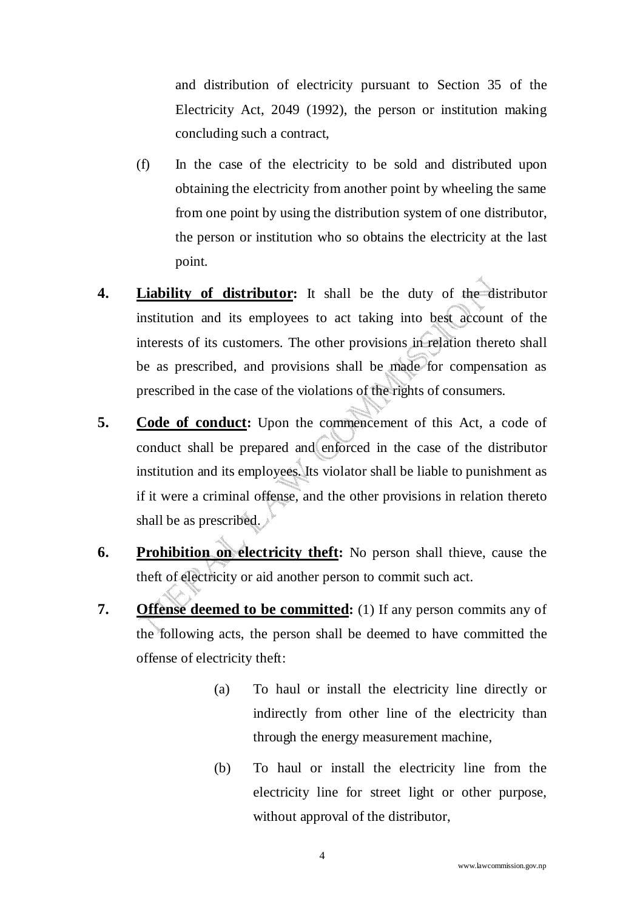and distribution of electricity pursuant to Section 35 of the Electricity Act, 2049 (1992), the person or institution making concluding such a contract,

(f) In the case of the electricity to be sold and distributed upon obtaining the electricity from another point by wheeling the same from one point by using the distribution system of one distributor, the person or institution who so obtains the electricity at the last point.

**4. Liability of distributor:** It shall be the duty of the distributor institution and its employees to act taking into best account of the interests of its customers. The other provisions in relation thereto shall be as prescribed, and provisions shall be made for compensation as prescribed in the case of the violations of the rights of consumers.

**5. Code of conduct:** Upon the commencement of this Act, a code of conduct shall be prepared and enforced in the case of the distributor institution and its employees. Its violator shall be liable to punishment as if it were a criminal offense, and the other provisions in relation thereto shall be as prescribed.

**6. Prohibition on electricity theft:** No person shall thieve, cause the theft of electricity or aid another person to commit such act.

**7. Offense deemed to be committed:** (1) If any person commits any of the following acts, the person shall be deemed to have committed the offense of electricity theft:

(a) To haul or install the electricity line directly or indirectly from other line of the electricity than through the energy measurement machine,

(b) To haul or install the electricity line from the electricity line for street light or other purpose, without approval of the distributor,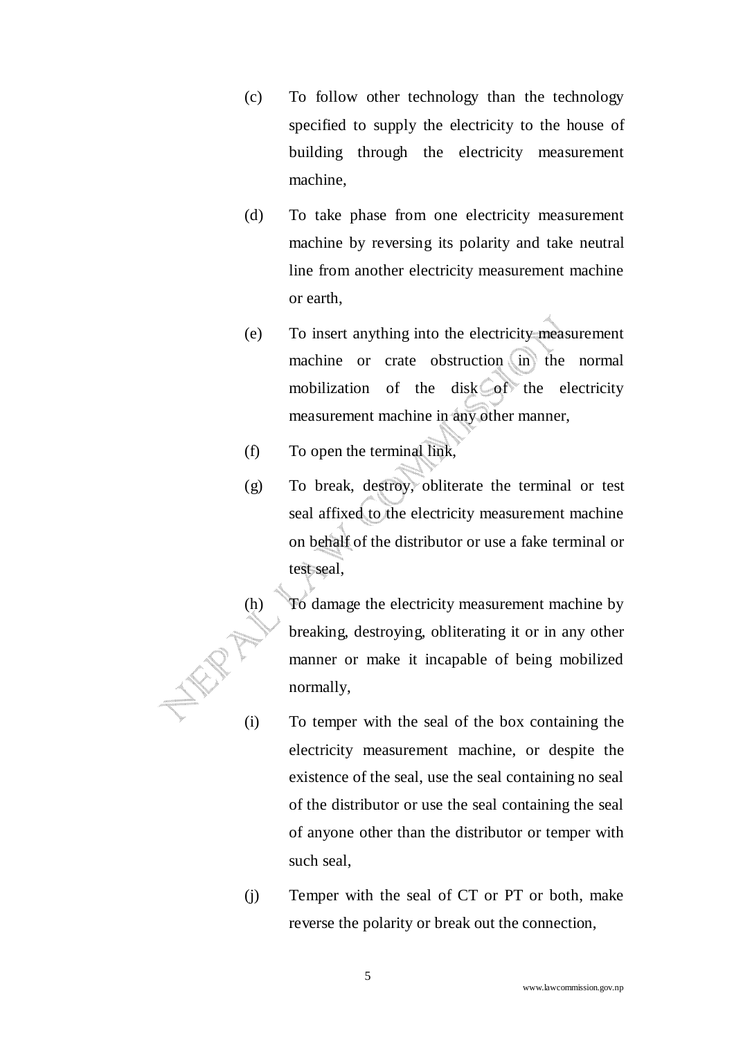(c) To follow other technology than the technology specified to supply the electricity to the house of building through the electricity measurement machine,

(d) To take phase from one electricity measurement machine by reversing its polarity and take neutral line from another electricity measurement machine or earth,

(e) To insert anything into the electricity measurement machine or crate obstruction in the normal mobilization of the disk of the electricity measurement machine in any other manner,

(f) To open the terminal link,

(g) To break, destroy, obliterate the terminal or test seal affixed to the electricity measurement machine on behalf of the distributor or use a fake terminal or test seal,

(h) To damage the electricity measurement machine by breaking, destroying, obliterating it or in any other manner or make it incapable of being mobilized normally,

(i) To temper with the seal of the box containing the electricity measurement machine, or despite the existence of the seal, use the seal containing no seal of the distributor or use the seal containing the seal of anyone other than the distributor or temper with such seal,

(j) Temper with the seal of CT or PT or both, make reverse the polarity or break out the connection,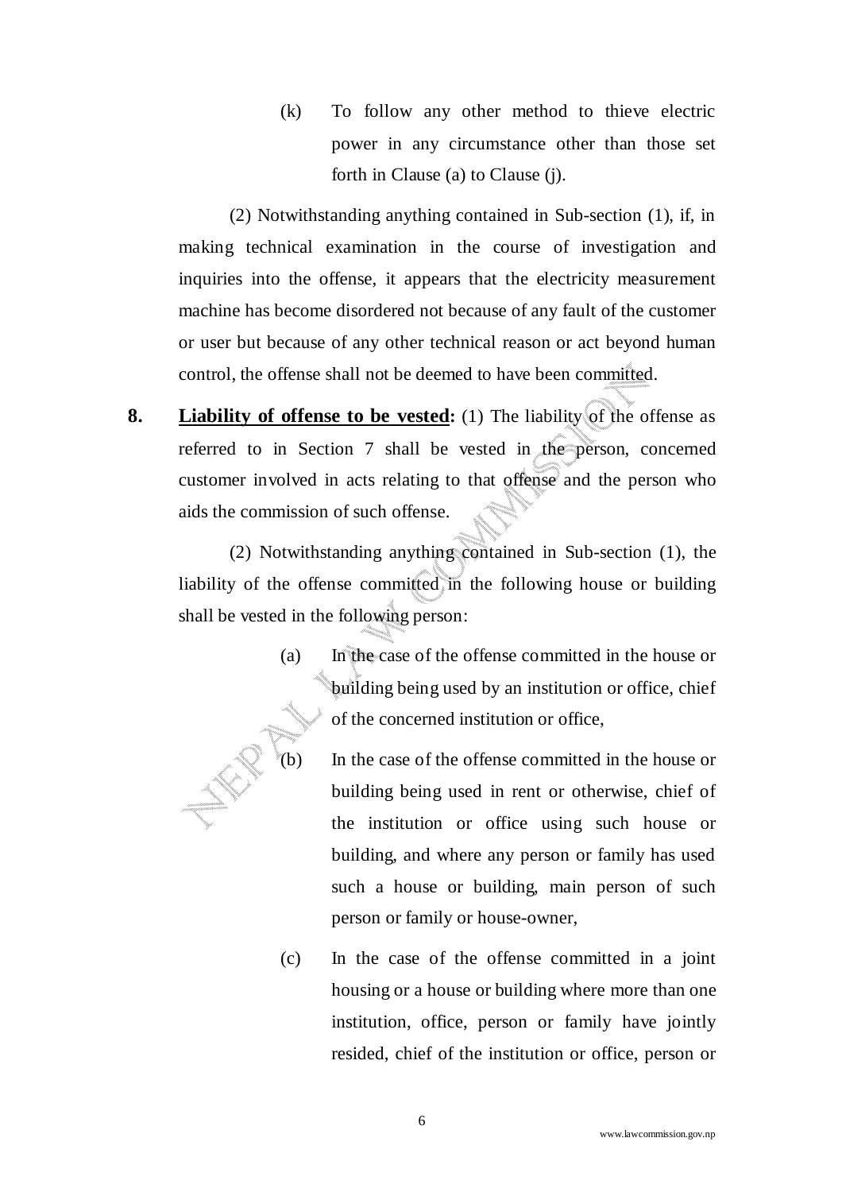(k) To follow any other method to thieve electric power in any circumstance other than those set forth in Clause (a) to Clause (j).

(2) Notwithstanding anything contained in Sub-section (1), if, in making technical examination in the course of investigation and inquiries into the offense, it appears that the electricity measurement machine has become disordered not because of any fault of the customer or user but because of any other technical reason or act beyond human control, the offense shall not be deemed to have been committed.

**8. Liability of offense to be vested:** (1) The liability of the offense as referred to in Section 7 shall be vested in the person, concerned customer involved in acts relating to that offense and the person who aids the commission of such offense.

(2) Notwithstanding anything contained in Sub-section (1), the liability of the offense committed in the following house or building shall be vested in the following person:

(a) In the case of the offense committed in the house or building being used by an institution or office, chief of the concerned institution or office,

(b) In the case of the offense committed in the house or building being used in rent or otherwise, chief of the institution or office using such house or building, and where any person or family has used such a house or building, main person of such person or family or house-owner,

(c) In the case of the offense committed in a joint housing or a house or building where more than one institution, office, person or family have jointly resided, chief of the institution or office, person or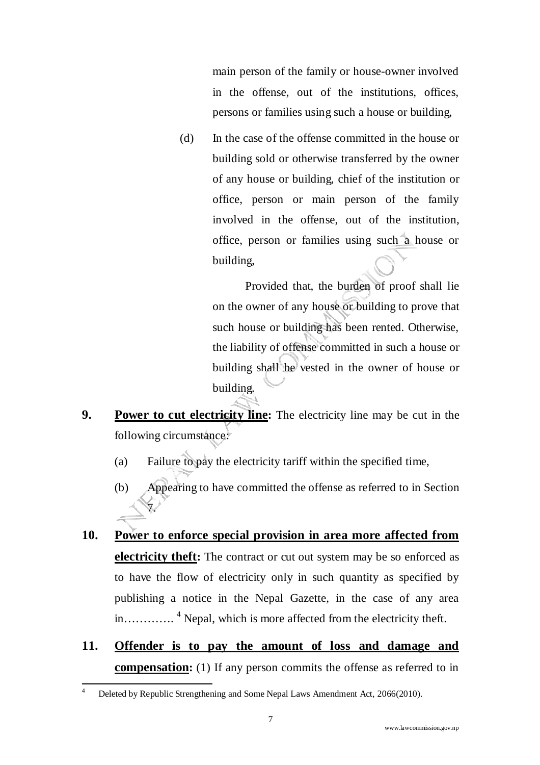main person of the family or house-owner involved in the offense, out of the institutions, offices, persons or families using such a house or building,

(d) In the case of the offense committed in the house or building sold or otherwise transferred by the owner of any house or building, chief of the institution or office, person or main person of the family involved in the offense, out of the institution, office, person or families using such a house or building,

Provided that, the burden of proof shall lie on the owner of any house or building to prove that such house or building has been rented. Otherwise, the liability of offense committed in such a house or building shall be vested in the owner of house or building.

**9. Power to cut electricity line:** The electricity line may be cut in the following circumstance:

(a) Failure to pay the electricity tariff within the specified time,

(b) Appearing to have committed the offense as referred to in Section 7.

**10. Power to enforce special provision in area more affected from electricity theft:** The contract or cut out system may be so enforced as to have the flow of electricity only in such quantity as specified by publishing a notice in the Nepal Gazette, in the case of any area in…………. [4] Nepal, which is more affected from the electricity theft.

**11. Offender is to pay the amount of loss and damage and compensation:** (1) If any person commits the offense as referred to in

---

[4] Deleted by Republic Strengthening and Some Nepal Laws Amendment Act, 2066(2010).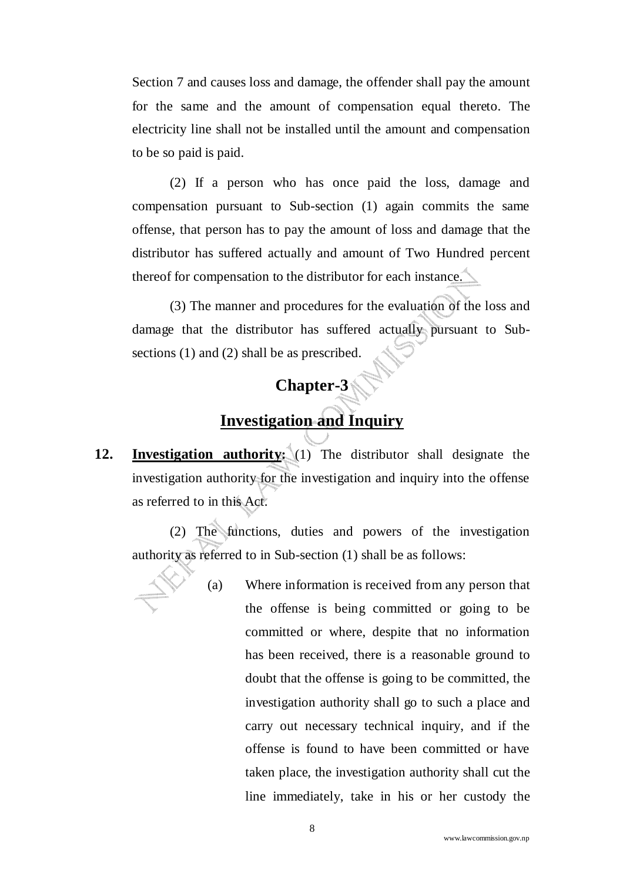Section 7 and causes loss and damage, the offender shall pay the amount for the same and the amount of compensation equal thereto. The electricity line shall not be installed until the amount and compensation to be so paid is paid.

(2) If a person who has once paid the loss, damage and compensation pursuant to Sub-section (1) again commits the same offense, that person has to pay the amount of loss and damage that the distributor has suffered actually and amount of Two Hundred percent thereof for compensation to the distributor for each instance.

(3) The manner and procedures for the evaluation of the loss and damage that the distributor has suffered actually pursuant to Sub-sections (1) and (2) shall be as prescribed.

## Chapter-3

## Investigation and Inquiry

**12. Investigation authority:** (1) The distributor shall designate the investigation authority for the investigation and inquiry into the offense as referred to in this Act.

(2) The functions, duties and powers of the investigation authority as referred to in Sub-section (1) shall be as follows:

(a) Where information is received from any person that the offense is being committed or going to be committed or where, despite that no information has been received, there is a reasonable ground to doubt that the offense is going to be committed, the investigation authority shall go to such a place and carry out necessary technical inquiry, and if the offense is found to have been committed or have taken place, the investigation authority shall cut the line immediately, take in his or her custody the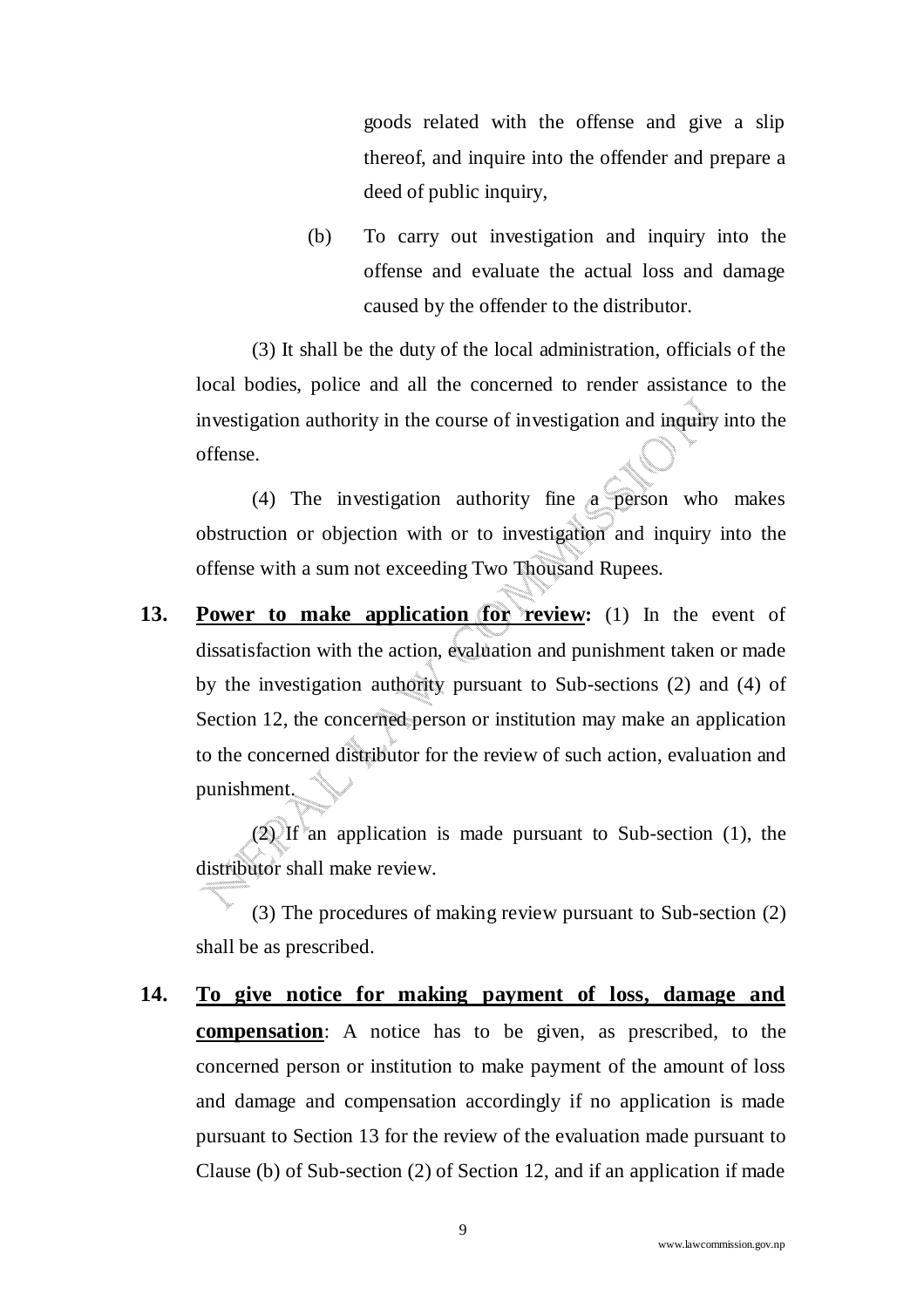goods related with the offense and give a slip thereof, and inquire into the offender and prepare a deed of public inquiry,

(b) To carry out investigation and inquiry into the offense and evaluate the actual loss and damage caused by the offender to the distributor.

(3) It shall be the duty of the local administration, officials of the local bodies, police and all the concerned to render assistance to the investigation authority in the course of investigation and inquiry into the offense.

(4) The investigation authority fine a person who makes obstruction or objection with or to investigation and inquiry into the offense with a sum not exceeding Two Thousand Rupees.

**13. <u>Power to make application for review</u>:** (1) In the event of dissatisfaction with the action, evaluation and punishment taken or made by the investigation authority pursuant to Sub-sections (2) and (4) of Section 12, the concerned person or institution may make an application to the concerned distributor for the review of such action, evaluation and punishment.

(2) If an application is made pursuant to Sub-section (1), the distributor shall make review.

(3) The procedures of making review pursuant to Sub-section (2) shall be as prescribed.

**14. <u>To give notice for making payment of loss, damage and compensation</u>**: A notice has to be given, as prescribed, to the concerned person or institution to make payment of the amount of loss and damage and compensation accordingly if no application is made pursuant to Section 13 for the review of the evaluation made pursuant to Clause (b) of Sub-section (2) of Section 12, and if an application if made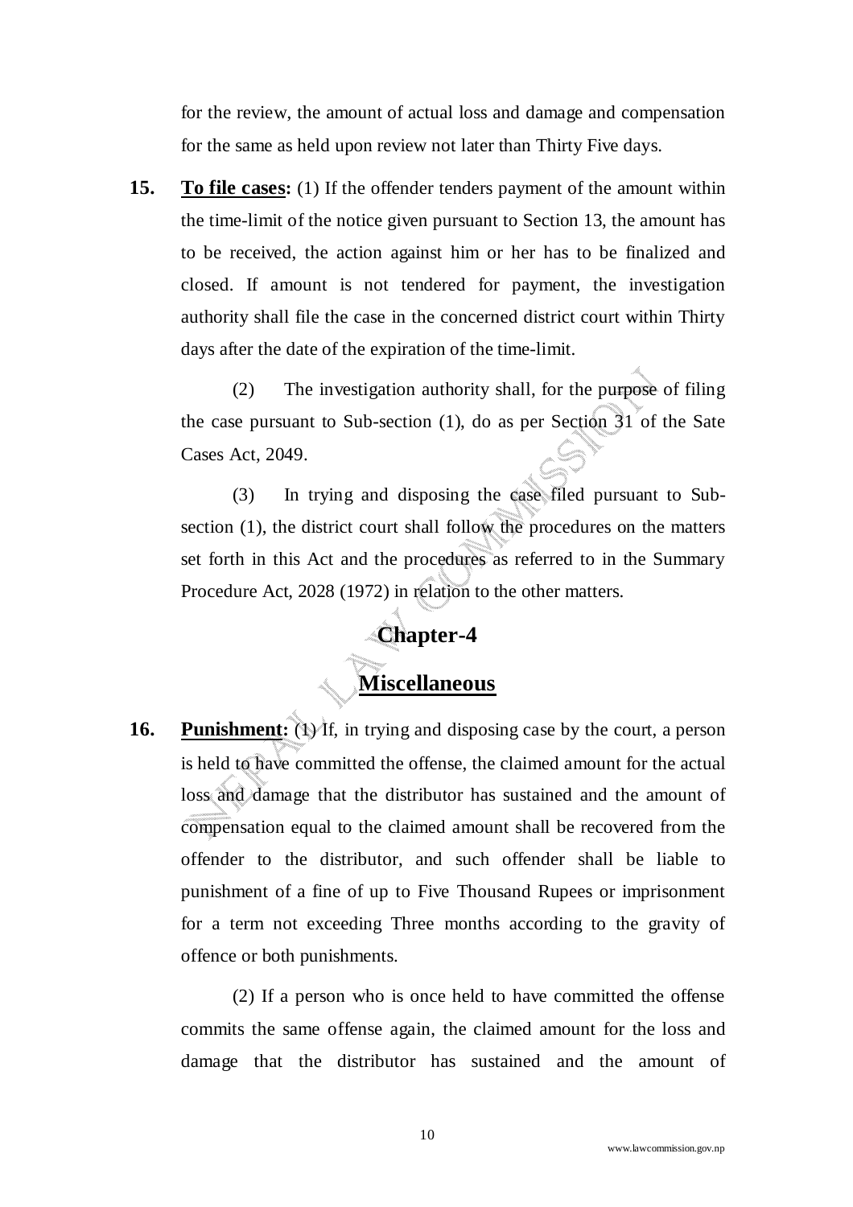for the review, the amount of actual loss and damage and compensation for the same as held upon review not later than Thirty Five days.

**15. To file cases:** (1) If the offender tenders payment of the amount within the time-limit of the notice given pursuant to Section 13, the amount has to be received, the action against him or her has to be finalized and closed. If amount is not tendered for payment, the investigation authority shall file the case in the concerned district court within Thirty days after the date of the expiration of the time-limit.

(2) The investigation authority shall, for the purpose of filing the case pursuant to Sub-section (1), do as per Section 31 of the Sate Cases Act, 2049.

(3) In trying and disposing the case filed pursuant to Sub-section (1), the district court shall follow the procedures on the matters set forth in this Act and the procedures as referred to in the Summary Procedure Act, 2028 (1972) in relation to the other matters.

## Chapter-4

## Miscellaneous

**16. Punishment:** (1) If, in trying and disposing case by the court, a person is held to have committed the offense, the claimed amount for the actual loss and damage that the distributor has sustained and the amount of compensation equal to the claimed amount shall be recovered from the offender to the distributor, and such offender shall be liable to punishment of a fine of up to Five Thousand Rupees or imprisonment for a term not exceeding Three months according to the gravity of offence or both punishments.

(2) If a person who is once held to have committed the offense commits the same offense again, the claimed amount for the loss and damage that the distributor has sustained and the amount of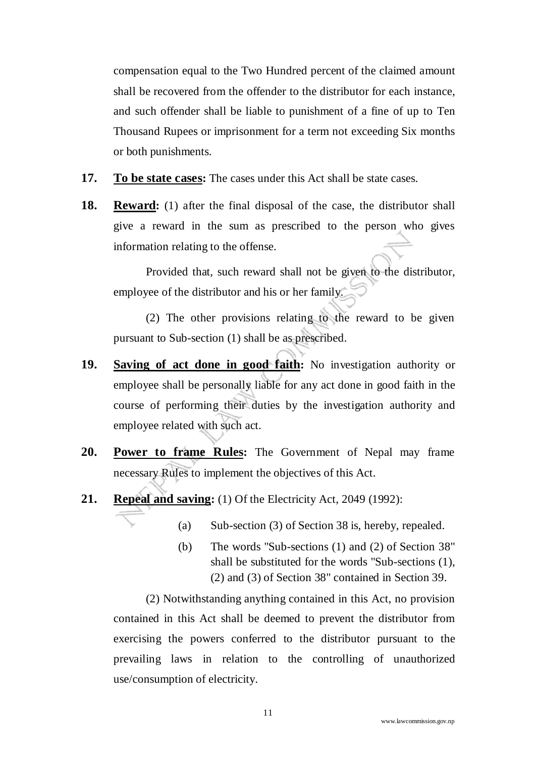compensation equal to the Two Hundred percent of the claimed amount shall be recovered from the offender to the distributor for each instance, and such offender shall be liable to punishment of a fine of up to Ten Thousand Rupees or imprisonment for a term not exceeding Six months or both punishments.

**17. To be state cases:** The cases under this Act shall be state cases.

**18. Reward:** (1) after the final disposal of the case, the distributor shall give a reward in the sum as prescribed to the person who gives information relating to the offense.

Provided that, such reward shall not be given to the distributor, employee of the distributor and his or her family.

(2) The other provisions relating to the reward to be given pursuant to Sub-section (1) shall be as prescribed.

**19. Saving of act done in good faith:** No investigation authority or employee shall be personally liable for any act done in good faith in the course of performing their duties by the investigation authority and employee related with such act.

**20. Power to frame Rules:** The Government of Nepal may frame necessary Rules to implement the objectives of this Act.

**21. Repeal and saving:** (1) Of the Electricity Act, 2049 (1992):

(a) Sub-section (3) of Section 38 is, hereby, repealed.

(b) The words "Sub-sections (1) and (2) of Section 38" shall be substituted for the words "Sub-sections (1), (2) and (3) of Section 38" contained in Section 39.

(2) Notwithstanding anything contained in this Act, no provision contained in this Act shall be deemed to prevent the distributor from exercising the powers conferred to the distributor pursuant to the prevailing laws in relation to the controlling of unauthorized use/consumption of electricity.